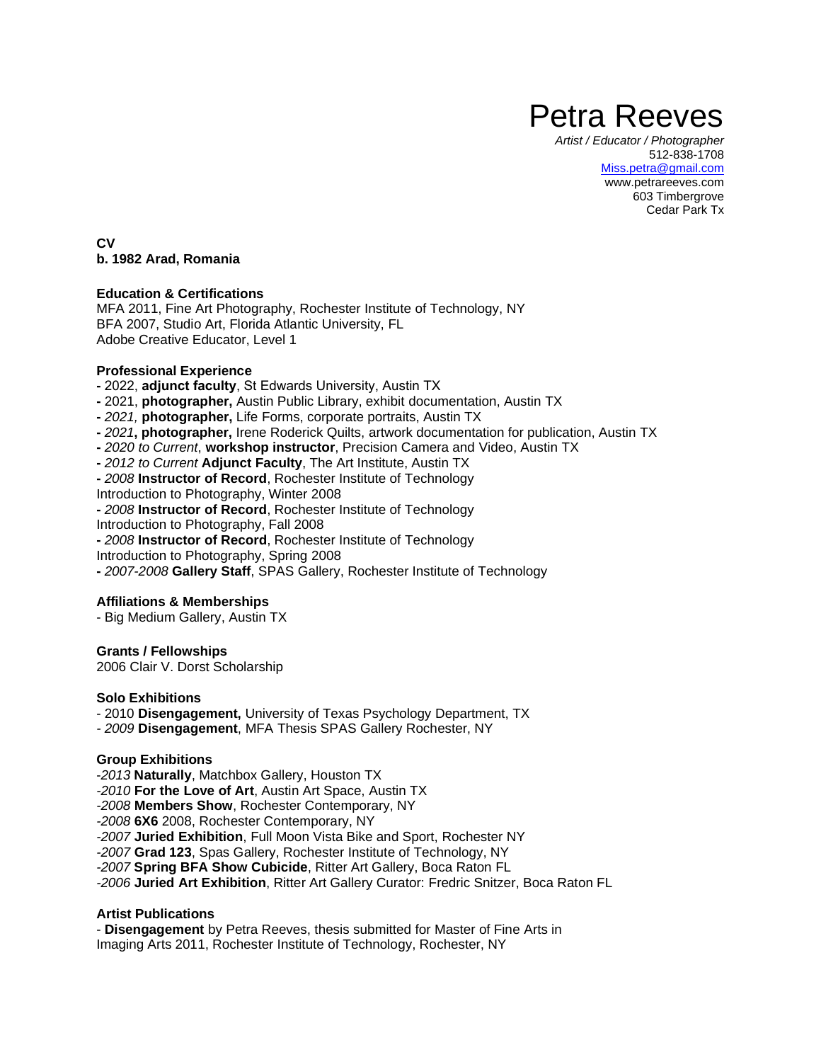# Petra Reeves

*Artist / Educator / Photographer*
512-838-1708
Miss.petra@gmail.com
www.petrareeves.com
603 Timbergrove
Cedar Park Tx

**CV**
**b. 1982 Arad, Romania**

### Education & Certifications

MFA 2011, Fine Art Photography, Rochester Institute of Technology, NY
BFA 2007, Studio Art, Florida Atlantic University, FL
Adobe Creative Educator, Level 1

### Professional Experience

- 2022, **adjunct faculty**, St Edwards University, Austin TX
- 2021, **photographer,** Austin Public Library, exhibit documentation, Austin TX
- *2021,* **photographer,** Life Forms, corporate portraits, Austin TX
- *2021***, photographer,** Irene Roderick Quilts, artwork documentation for publication, Austin TX
- *2020 to Current*, **workshop instructor**, Precision Camera and Video, Austin TX
- *2012 to Current* **Adjunct Faculty**, The Art Institute, Austin TX
- *2008* **Instructor of Record**, Rochester Institute of Technology
  Introduction to Photography, Winter 2008
- *2008* **Instructor of Record**, Rochester Institute of Technology
  Introduction to Photography, Fall 2008
- *2008* **Instructor of Record**, Rochester Institute of Technology
  Introduction to Photography, Spring 2008
- *2007-2008* **Gallery Staff**, SPAS Gallery, Rochester Institute of Technology

### Affiliations & Memberships

- Big Medium Gallery, Austin TX

### Grants / Fellowships

2006 Clair V. Dorst Scholarship

### Solo Exhibitions

- 2010 **Disengagement,** University of Texas Psychology Department, TX
- *2009* **Disengagement**, MFA Thesis SPAS Gallery Rochester, NY

### Group Exhibitions

-*2013* **Naturally**, Matchbox Gallery, Houston TX
-*2010* **For the Love of Art**, Austin Art Space, Austin TX
-*2008* **Members Show**, Rochester Contemporary, NY
-*2008* **6X6** 2008, Rochester Contemporary, NY
-*2007* **Juried Exhibition**, Full Moon Vista Bike and Sport, Rochester NY
-*2007* **Grad 123**, Spas Gallery, Rochester Institute of Technology, NY
-*2007* **Spring BFA Show Cubicide**, Ritter Art Gallery, Boca Raton FL
-*2006* **Juried Art Exhibition**, Ritter Art Gallery Curator: Fredric Snitzer, Boca Raton FL

### Artist Publications

- **Disengagement** by Petra Reeves, thesis submitted for Master of Fine Arts in Imaging Arts 2011, Rochester Institute of Technology, Rochester, NY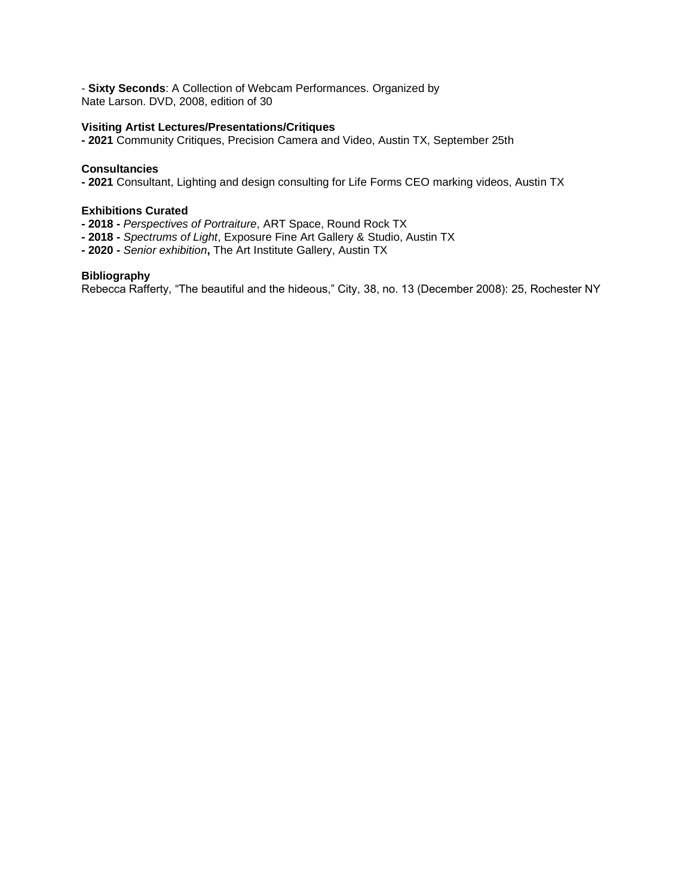- **Sixty Seconds**: A Collection of Webcam Performances. Organized by
Nate Larson. DVD, 2008, edition of 30

**Visiting Artist Lectures/Presentations/Critiques**
**- 2021** Community Critiques, Precision Camera and Video, Austin TX, September 25th

**Consultancies**
**- 2021** Consultant, Lighting and design consulting for Life Forms CEO marking videos, Austin TX

**Exhibitions Curated**
**- 2018 -** *Perspectives of Portraiture*, ART Space, Round Rock TX
**- 2018 -** *Spectrums of Light*, Exposure Fine Art Gallery & Studio, Austin TX
**- 2020 -** *Senior exhibition***,** The Art Institute Gallery, Austin TX

**Bibliography**
Rebecca Rafferty, “The beautiful and the hideous,” City, 38, no. 13 (December 2008): 25, Rochester NY